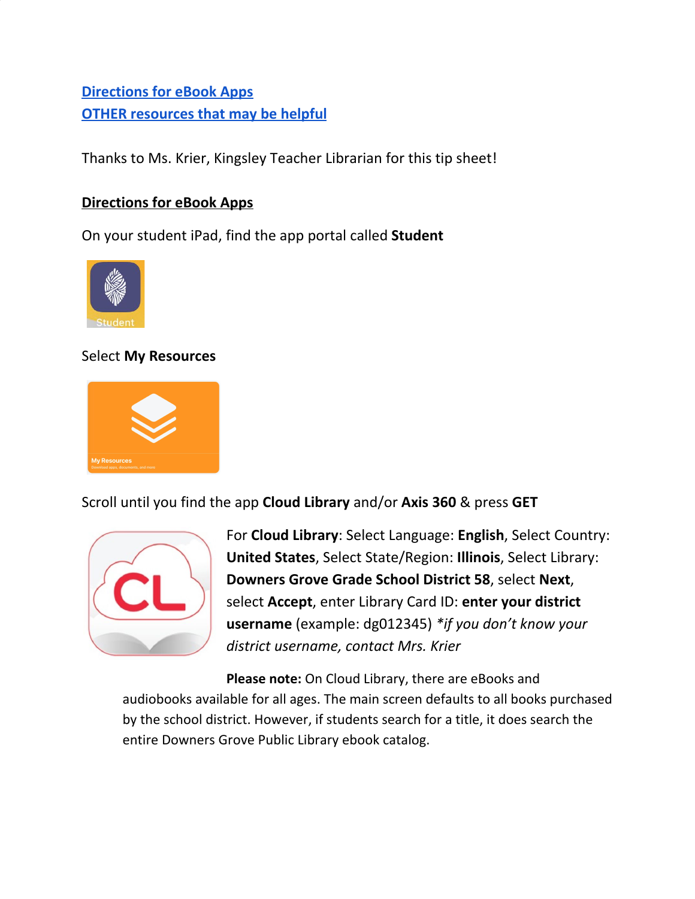[Directions for eBook Apps](#directions-for-ebook-apps)
[OTHER resources that may be helpful](#other-resources-that-may-be-helpful)

Thanks to Ms. Krier, Kingsley Teacher Librarian for this tip sheet!

## Directions for eBook Apps

On your student iPad, find the app portal called **Student**

Select **My Resources**

Scroll until you find the app **Cloud Library** and/or **Axis 360** & press **GET**

For **Cloud Library**: Select Language: **English**, Select Country: **United States**, Select State/Region: **Illinois**, Select Library: **Downers Grove Grade School District 58**, select **Next**, select **Accept**, enter Library Card ID: **enter your district username** (example: dg012345) **if you don't know your district username, contact Mrs. Krier*

**Please note:** On Cloud Library, there are eBooks and audiobooks available for all ages. The main screen defaults to all books purchased by the school district. However, if students search for a title, it does search the entire Downers Grove Public Library ebook catalog.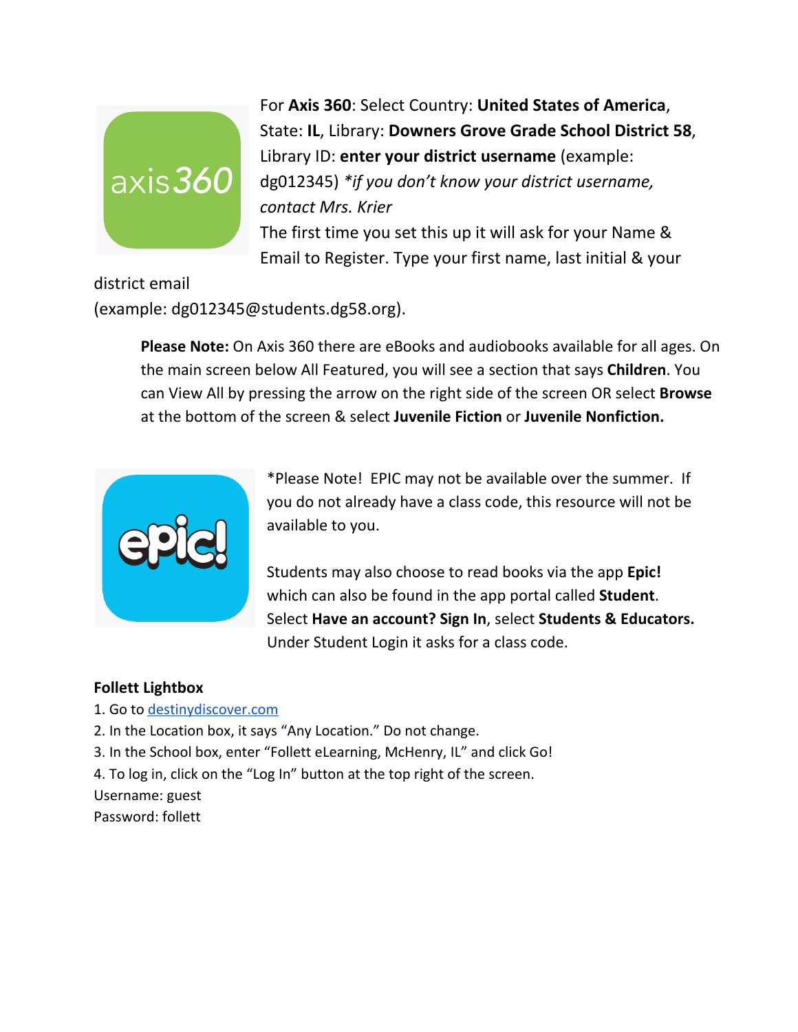For **Axis 360**: Select Country: **United States of America**, State: **IL**, Library: **Downers Grove Grade School District 58**, Library ID: **enter your district username** (example: dg012345) *\*if you don't know your district username, contact Mrs. Krier*
The first time you set this up it will ask for your Name & Email to Register. Type your first name, last initial & your district email
(example: dg012345@students.dg58.org).

> **Please Note:** On Axis 360 there are eBooks and audiobooks available for all ages. On the main screen below All Featured, you will see a section that says **Children**. You can View All by pressing the arrow on the right side of the screen OR select **Browse** at the bottom of the screen & select **Juvenile Fiction** or **Juvenile Nonfiction.**

*Please Note! EPIC may not be available over the summer. If you do not already have a class code, this resource will not be available to you.

Students may also choose to read books via the app **Epic!** which can also be found in the app portal called **Student**. Select **Have an account? Sign In**, select **Students & Educators.** Under Student Login it asks for a class code.

**Follett Lightbox**

1. Go to [destinydiscover.com](destinydiscover.com)
2. In the Location box, it says "Any Location." Do not change.
3. In the School box, enter "Follett eLearning, McHenry, IL" and click Go!
4. To log in, click on the "Log In" button at the top right of the screen.

Username: guest
Password: follett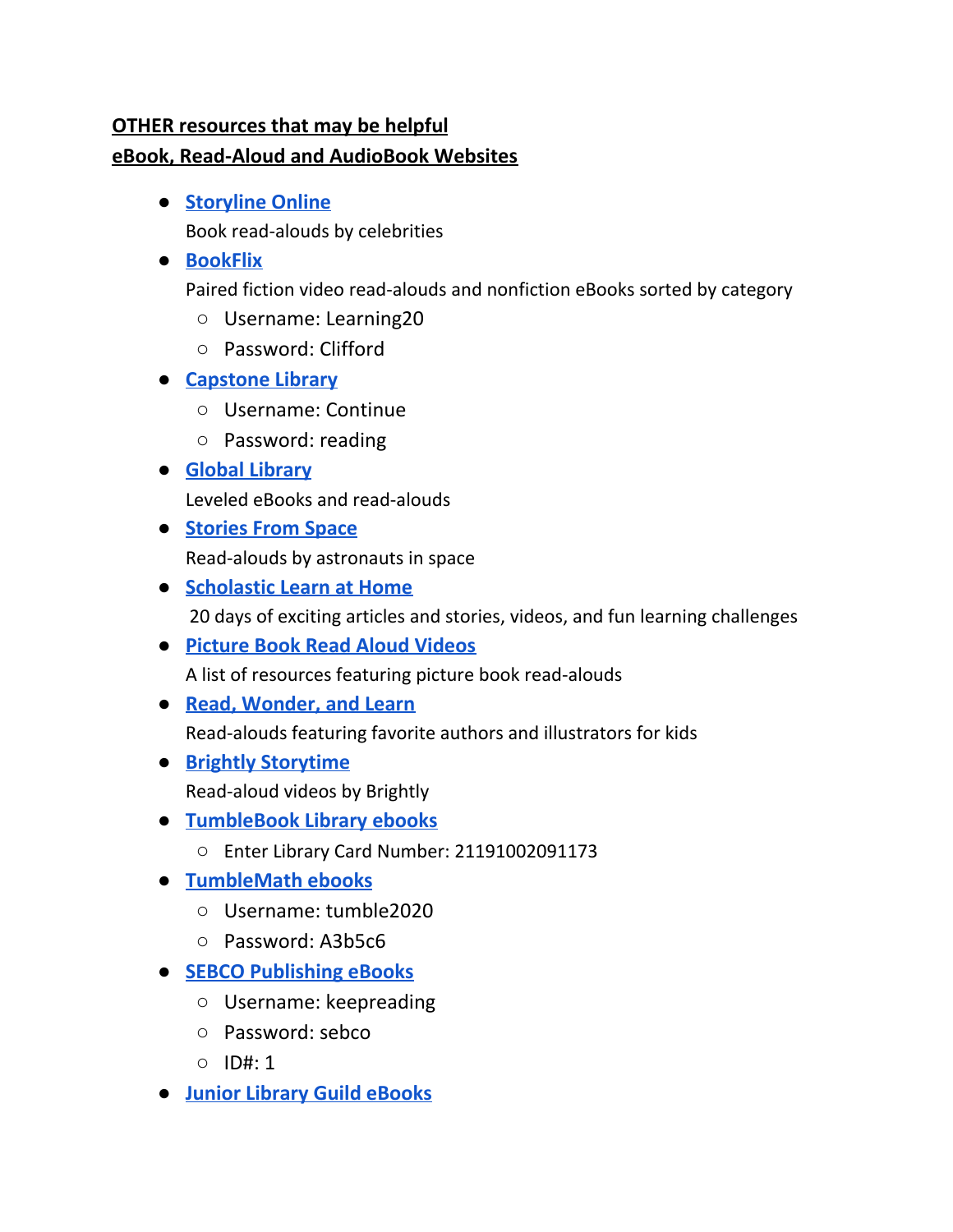**OTHER resources that may be helpful**
**eBook, Read-Aloud and AudioBook Websites**

- **Storyline Online**
  Book read-alouds by celebrities
- **BookFlix**
  Paired fiction video read-alouds and nonfiction eBooks sorted by category
  - Username: Learning20
  - Password: Clifford
- **Capstone Library**
  - Username: Continue
  - Password: reading
- **Global Library**
  Leveled eBooks and read-alouds
- **Stories From Space**
  Read-alouds by astronauts in space
- **Scholastic Learn at Home**
  20 days of exciting articles and stories, videos, and fun learning challenges
- **Picture Book Read Aloud Videos**
  A list of resources featuring picture book read-alouds
- **Read, Wonder, and Learn**
  Read-alouds featuring favorite authors and illustrators for kids
- **Brightly Storytime**
  Read-aloud videos by Brightly
- **TumbleBook Library ebooks**
  - Enter Library Card Number: 21191002091173
- **TumbleMath ebooks**
  - Username: tumble2020
  - Password: A3b5c6
- **SEBCO Publishing eBooks**
  - Username: keepreading
  - Password: sebco
  - ID#: 1
- **Junior Library Guild eBooks**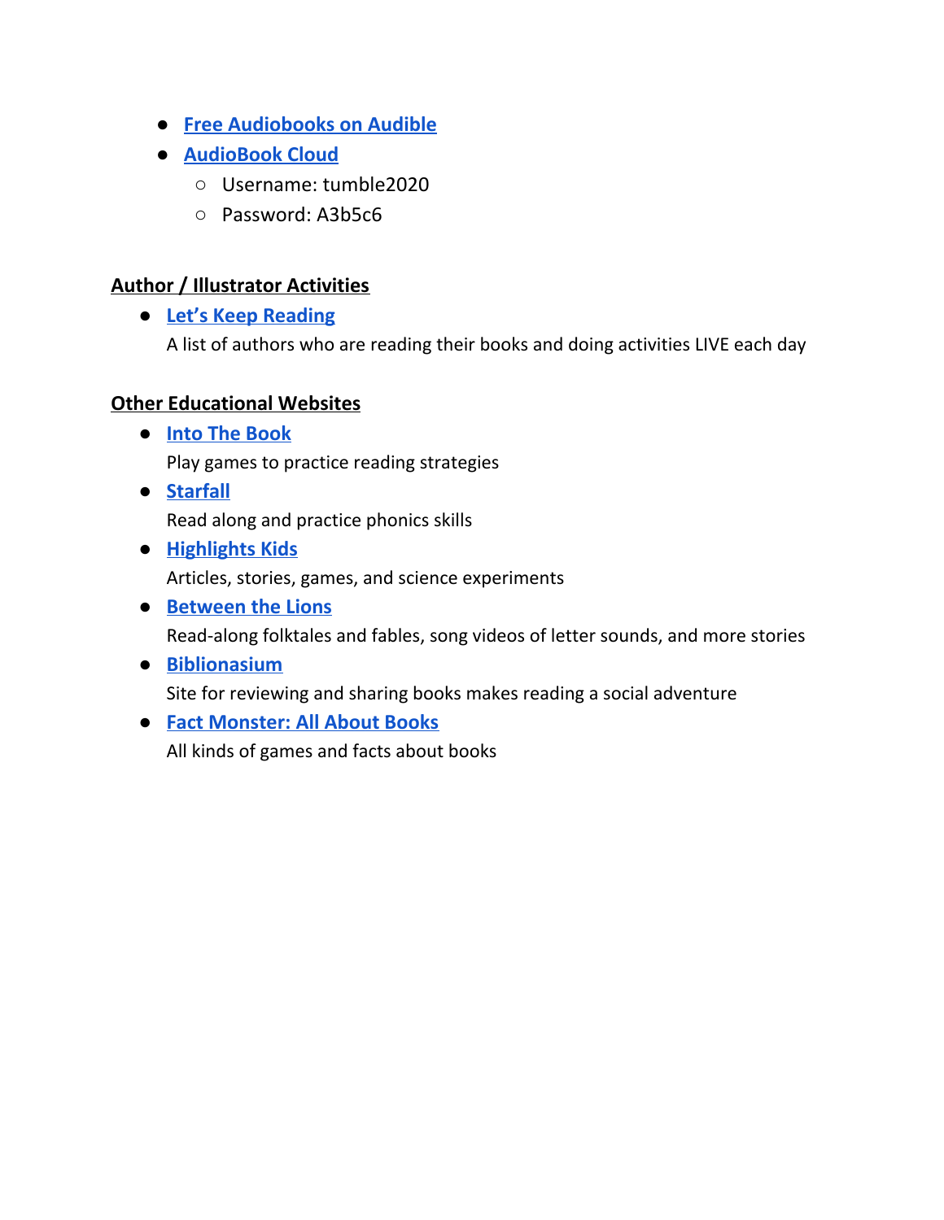- **Free Audiobooks on Audible**
- **AudioBook Cloud**
    - Username: tumble2020
    - Password: A3b5c6

**Author / Illustrator Activities**

- **Let's Keep Reading**
  A list of authors who are reading their books and doing activities LIVE each day

**Other Educational Websites**

- **Into The Book**
  Play games to practice reading strategies
- **Starfall**
  Read along and practice phonics skills
- **Highlights Kids**
  Articles, stories, games, and science experiments
- **Between the Lions**
  Read-along folktales and fables, song videos of letter sounds, and more stories
- **Biblionasium**
  Site for reviewing and sharing books makes reading a social adventure
- **Fact Monster: All About Books**
  All kinds of games and facts about books